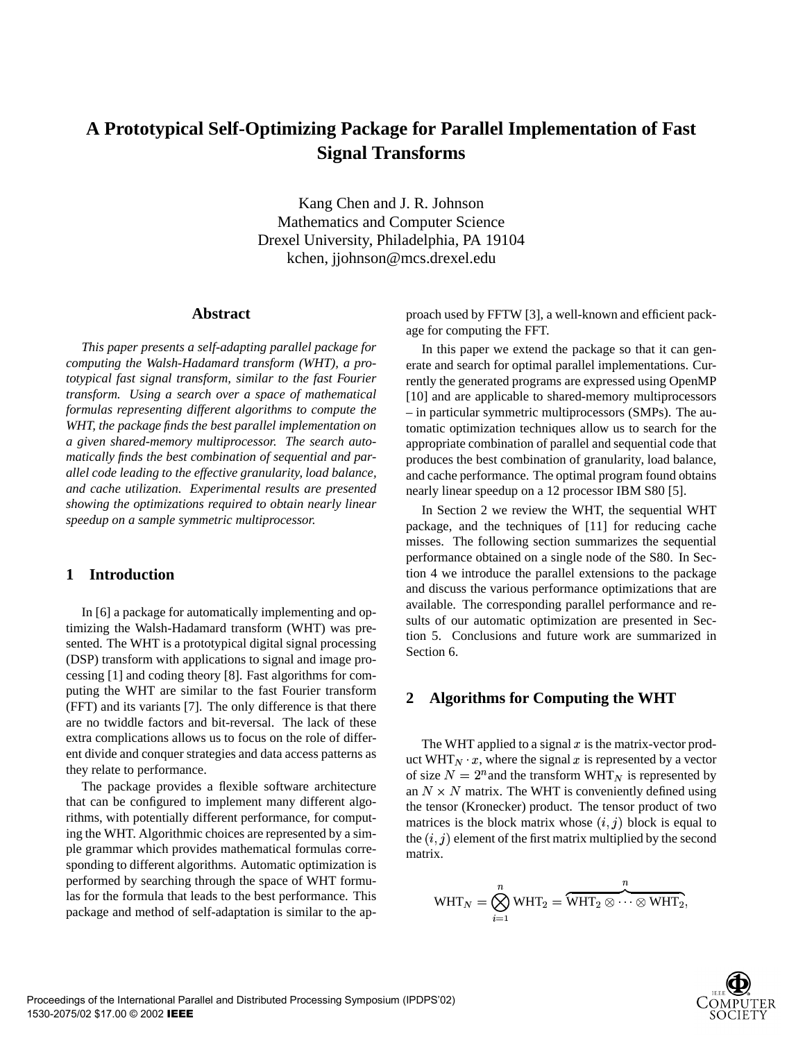# A Prototypical Self-Optimizing Package for Parallel Implementation of Fast Signal Transforms

Kang Chen and J. R. Johnson
Mathematics and Computer Science
Drexel University, Philadelphia, PA 19104
kchen, jjohnson@mcs.drexel.edu

## Abstract

*This paper presents a self-adapting parallel package for computing the Walsh-Hadamard transform (WHT), a prototypical fast signal transform, similar to the fast Fourier transform. Using a search over a space of mathematical formulas representing different algorithms to compute the WHT, the package finds the best parallel implementation on a given shared-memory multiprocessor. The search automatically finds the best combination of sequential and parallel code leading to the effective granularity, load balance, and cache utilization. Experimental results are presented showing the optimizations required to obtain nearly linear speedup on a sample symmetric multiprocessor.*

## 1 Introduction

In [6] a package for automatically implementing and optimizing the Walsh-Hadamard transform (WHT) was presented. The WHT is a prototypical digital signal processing (DSP) transform with applications to signal and image processing [1] and coding theory [8]. Fast algorithms for computing the WHT are similar to the fast Fourier transform (FFT) and its variants [7]. The only difference is that there are no twiddle factors and bit-reversal. The lack of these extra complications allows us to focus on the role of different divide and conquer strategies and data access patterns as they relate to performance.

The package provides a flexible software architecture that can be configured to implement many different algorithms, with potentially different performance, for computing the WHT. Algorithmic choices are represented by a simple grammar which provides mathematical formulas corresponding to different algorithms. Automatic optimization is performed by searching through the space of WHT formulas for the formula that leads to the best performance. This package and method of self-adaptation is similar to the approach used by FFTW [3], a well-known and efficient package for computing the FFT.

In this paper we extend the package so that it can generate and search for optimal parallel implementations. Currently the generated programs are expressed using OpenMP [10] and are applicable to shared-memory multiprocessors – in particular symmetric multiprocessors (SMPs). The automatic optimization techniques allow us to search for the appropriate combination of parallel and sequential code that produces the best combination of granularity, load balance, and cache performance. The optimal program found obtains nearly linear speedup on a 12 processor IBM S80 [5].

In Section 2 we review the WHT, the sequential WHT package, and the techniques of [11] for reducing cache misses. The following section summarizes the sequential performance obtained on a single node of the S80. In Section 4 we introduce the parallel extensions to the package and discuss the various performance optimizations that are available. The corresponding parallel performance and results of our automatic optimization are presented in Section 5. Conclusions and future work are summarized in Section 6.

## 2 Algorithms for Computing the WHT

The WHT applied to a signal $x$ is the matrix-vector product $\text{WHT}_N \cdot x$, where the signal $x$ is represented by a vector of size $N = 2^n$ and the transform $\text{WHT}_N$ is represented by an $N \times N$ matrix. The WHT is conveniently defined using the tensor (Kronecker) product. The tensor product of two matrices is the block matrix whose $(i,j)$ block is equal to the $(i,j)$ element of the first matrix multiplied by the second matrix.

$$\text{WHT}_N = \bigotimes_{i=1}^{n} \text{WHT}_2 = \overbrace{\text{WHT}_2 \otimes \cdots \otimes \text{WHT}_2}^{n},$$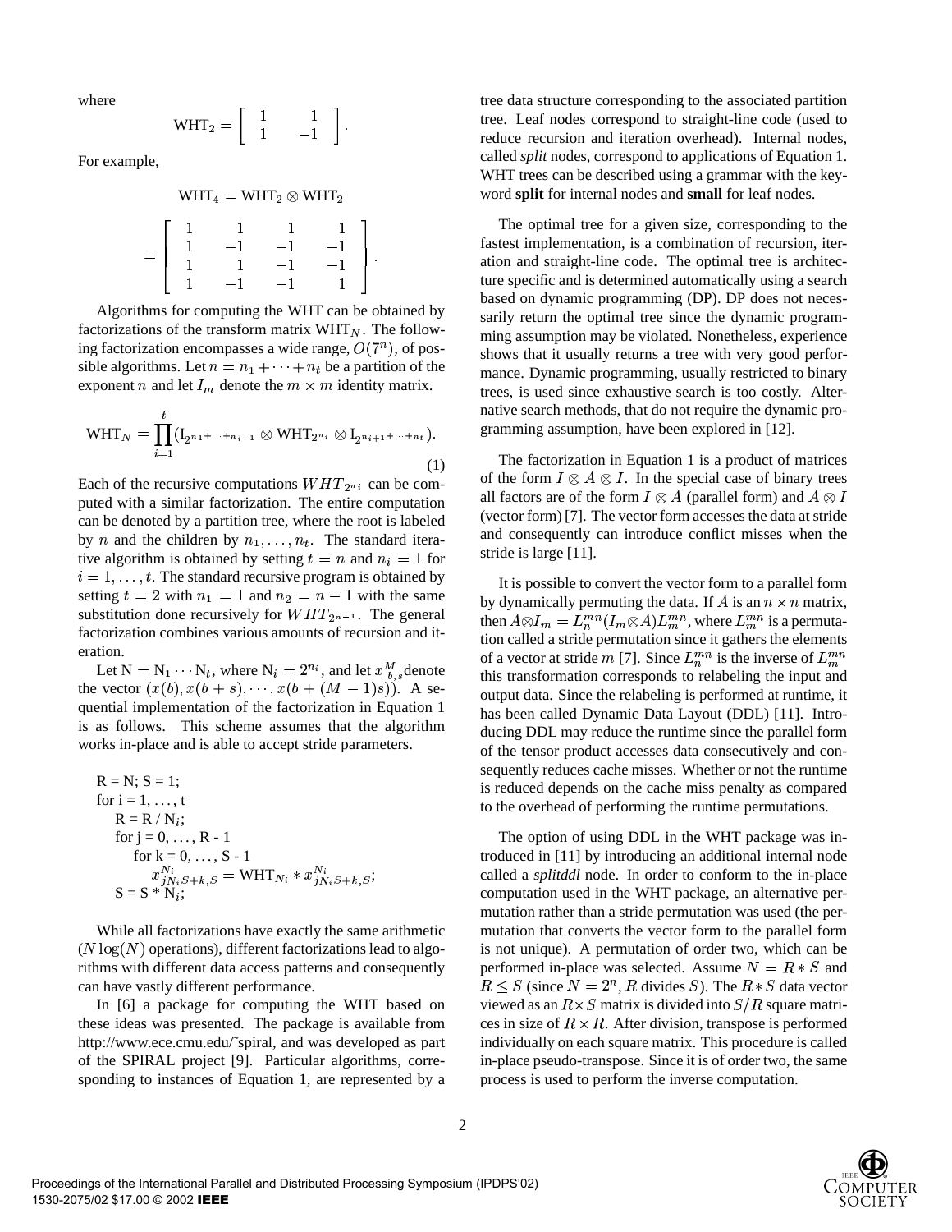where

$$\text{WHT}_2 = \begin{bmatrix} 1 & 1 \\ 1 & -1 \end{bmatrix}.$$

For example,

$$\text{WHT}_4 = \text{WHT}_2 \otimes \text{WHT}_2$$

$$= \begin{bmatrix} 1 & 1 & 1 & 1 \\ 1 & -1 & -1 & -1 \\ 1 & 1 & -1 & -1 \\ 1 & -1 & -1 & 1 \end{bmatrix}.$$

Algorithms for computing the WHT can be obtained by factorizations of the transform matrix $\text{WHT}_N$. The following factorization encompasses a wide range, $O(7^n)$, of possible algorithms. Let $n = n_1 + \cdots + n_t$ be a partition of the exponent $n$ and let $I_m$ denote the $m \times m$ identity matrix.

$$\text{WHT}_N = \prod_{i=1}^{t} (\text{I}_{2^{n_1+\cdots+n_{i-1}}} \otimes \text{WHT}_{2^{n_i}} \otimes \text{I}_{2^{n_{i+1}+\cdots+n_t}}). \quad (1)$$

Each of the recursive computations $WHT_{2^{n_i}}$ can be computed with a similar factorization. The entire computation can be denoted by a partition tree, where the root is labeled by $n$ and the children by $n_1, \ldots, n_t$. The standard iterative algorithm is obtained by setting $t = n$ and $n_i = 1$ for $i = 1, \ldots, t$. The standard recursive program is obtained by setting $t = 2$ with $n_1 = 1$ and $n_2 = n - 1$ with the same substitution done recursively for $WHT_{2^{n-1}}$. The general factorization combines various amounts of recursion and iteration.

Let $\text{N} = \text{N}_1 \cdots \text{N}_t$, where $\text{N}_i = 2^{n_i}$, and let $x^M_{b,s}$ denote the vector $(x(b), x(b+s), \cdots, x(b+(M-1)s))$. A sequential implementation of the factorization in Equation 1 is as follows. This scheme assumes that the algorithm works in-place and is able to accept stride parameters.

```
R = N; S = 1;
for i = 1, ..., t
    R = R / N_i;
    for j = 0, ..., R - 1
        for k = 0, ..., S - 1
            x^{N_i}_{jN_iS+k,S} = WHT_{N_i} * x^{N_i}_{jN_iS+k,S};
    S = S * N_i;
```

While all factorizations have exactly the same arithmetic ($N \log(N)$ operations), different factorizations lead to algorithms with different data access patterns and consequently can have vastly different performance.

In [6] a package for computing the WHT based on these ideas was presented. The package is available from http://www.ece.cmu.edu/~spiral, and was developed as part of the SPIRAL project [9]. Particular algorithms, corresponding to instances of Equation 1, are represented by a tree data structure corresponding to the associated partition tree. Leaf nodes correspond to straight-line code (used to reduce recursion and iteration overhead). Internal nodes, called *split* nodes, correspond to applications of Equation 1. WHT trees can be described using a grammar with the keyword **split** for internal nodes and **small** for leaf nodes.

The optimal tree for a given size, corresponding to the fastest implementation, is a combination of recursion, iteration and straight-line code. The optimal tree is architecture specific and is determined automatically using a search based on dynamic programming (DP). DP does not necessarily return the optimal tree since the dynamic programming assumption may be violated. Nonetheless, experience shows that it usually returns a tree with very good performance. Dynamic programming, usually restricted to binary trees, is used since exhaustive search is too costly. Alternative search methods, that do not require the dynamic programming assumption, have been explored in [12].

The factorization in Equation 1 is a product of matrices of the form $I \otimes A \otimes I$. In the special case of binary trees all factors are of the form $I \otimes A$ (parallel form) and $A \otimes I$ (vector form) [7]. The vector form accesses the data at stride and consequently can introduce conflict misses when the stride is large [11].

It is possible to convert the vector form to a parallel form by dynamically permuting the data. If $A$ is an $n \times n$ matrix, then $A \otimes I_m = L^{mn}_n (I_m \otimes A) L^{mn}_m$, where $L^{mn}_m$ is a permutation called a stride permutation since it gathers the elements of a vector at stride $m$ [7]. Since $L^{mn}_n$ is the inverse of $L^{mn}_m$ this transformation corresponds to relabeling the input and output data. Since the relabeling is performed at runtime, it has been called Dynamic Data Layout (DDL) [11]. Introducing DDL may reduce the runtime since the parallel form of the tensor product accesses data consecutively and consequently reduces cache misses. Whether or not the runtime is reduced depends on the cache miss penalty as compared to the overhead of performing the runtime permutations.

The option of using DDL in the WHT package was introduced in [11] by introducing an additional internal node called a *splitddl* node. In order to conform to the in-place computation used in the WHT package, an alternative permutation rather than a stride permutation was used (the permutation that converts the vector form to the parallel form is not unique). A permutation of order two, which can be performed in-place was selected. Assume $N = R * S$ and $R \leq S$ (since $N = 2^n$, $R$ divides $S$). The $R * S$ data vector viewed as an $R \times S$ matrix is divided into $S/R$ square matrices in size of $R \times R$. After division, transpose is performed individually on each square matrix. This procedure is called in-place pseudo-transpose. Since it is of order two, the same process is used to perform the inverse computation.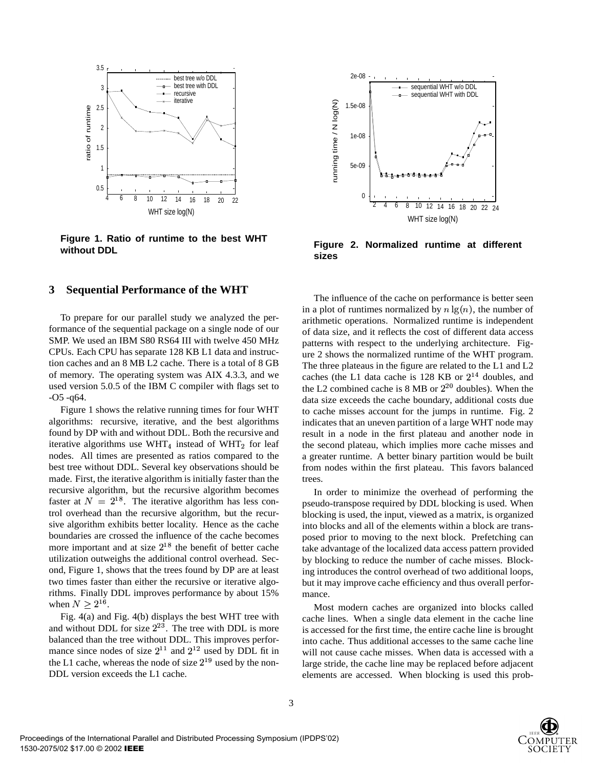Figure 1. Ratio of runtime to the best WHT without DDL

Figure 2. Normalized runtime at different sizes

## 3 Sequential Performance of the WHT

To prepare for our parallel study we analyzed the performance of the sequential package on a single node of our SMP. We used an IBM S80 RS64 III with twelve 450 MHz CPUs. Each CPU has separate 128 KB L1 data and instruction caches and an 8 MB L2 cache. There is a total of 8 GB of memory. The operating system was AIX 4.3.3, and we used version 5.0.5 of the IBM C compiler with flags set to -O5 -q64.

Figure 1 shows the relative running times for four WHT algorithms: recursive, iterative, and the best algorithms found by DP with and without DDL. Both the recursive and iterative algorithms use $\mathrm{WHT}_4$ instead of $\mathrm{WHT}_2$ for leaf nodes. All times are presented as ratios compared to the best tree without DDL. Several key observations should be made. First, the iterative algorithm is initially faster than the recursive algorithm, but the recursive algorithm becomes faster at $N = 2^{18}$. The iterative algorithm has less control overhead than the recursive algorithm, but the recursive algorithm exhibits better locality. Hence as the cache boundaries are crossed the influence of the cache becomes more important and at size $2^{18}$ the benefit of better cache utilization outweighs the additional control overhead. Second, Figure 1, shows that the trees found by DP are at least two times faster than either the recursive or iterative algorithms. Finally DDL improves performance by about 15% when $N \geq 2^{16}$.

Fig. 4(a) and Fig. 4(b) displays the best WHT tree with and without DDL for size $2^{23}$. The tree with DDL is more balanced than the tree without DDL. This improves performance since nodes of size $2^{11}$ and $2^{12}$ used by DDL fit in the L1 cache, whereas the node of size $2^{19}$ used by the non-DDL version exceeds the L1 cache.

The influence of the cache on performance is better seen in a plot of runtimes normalized by $n \lg(n)$, the number of arithmetic operations. Normalized runtime is independent of data size, and it reflects the cost of different data access patterns with respect to the underlying architecture. Figure 2 shows the normalized runtime of the WHT program. The three plateaus in the figure are related to the L1 and L2 caches (the L1 data cache is 128 KB or $2^{14}$ doubles, and the L2 combined cache is 8 MB or $2^{20}$ doubles). When the data size exceeds the cache boundary, additional costs due to cache misses account for the jumps in runtime. Fig. 2 indicates that an uneven partition of a large WHT node may result in a node in the first plateau and another node in the second plateau, which implies more cache misses and a greater runtime. A better binary partition would be built from nodes within the first plateau. This favors balanced trees.

In order to minimize the overhead of performing the pseudo-transpose required by DDL blocking is used. When blocking is used, the input, viewed as a matrix, is organized into blocks and all of the elements within a block are transposed prior to moving to the next block. Prefetching can take advantage of the localized data access pattern provided by blocking to reduce the number of cache misses. Blocking introduces the control overhead of two additional loops, but it may improve cache efficiency and thus overall performance.

Most modern caches are organized into blocks called cache lines. When a single data element in the cache line is accessed for the first time, the entire cache line is brought into cache. Thus additional accesses to the same cache line will not cause cache misses. When data is accessed with a large stride, the cache line may be replaced before adjacent elements are accessed. When blocking is used this prob-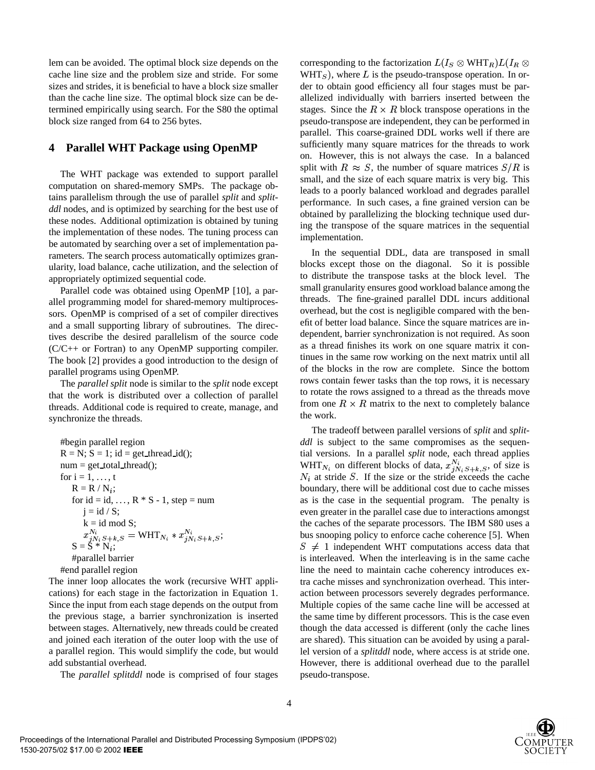lem can be avoided. The optimal block size depends on the cache line size and the problem size and stride. For some sizes and strides, it is beneficial to have a block size smaller than the cache line size. The optimal block size can be determined empirically using search. For the S80 the optimal block size ranged from 64 to 256 bytes.

## 4 Parallel WHT Package using OpenMP

The WHT package was extended to support parallel computation on shared-memory SMPs. The package obtains parallelism through the use of parallel *split* and *splitddl* nodes, and is optimized by searching for the best use of these nodes. Additional optimization is obtained by tuning the implementation of these nodes. The tuning process can be automated by searching over a set of implementation parameters. The search process automatically optimizes granularity, load balance, cache utilization, and the selection of appropriately optimized sequential code.

Parallel code was obtained using OpenMP [10], a parallel programming model for shared-memory multiprocessors. OpenMP is comprised of a set of compiler directives and a small supporting library of subroutines. The directives describe the desired parallelism of the source code (C/C++ or Fortran) to any OpenMP supporting compiler. The book [2] provides a good introduction to the design of parallel programs using OpenMP.

The *parallel split* node is similar to the *split* node except that the work is distributed over a collection of parallel threads. Additional code is required to create, manage, and synchronize the threads.

```
#begin parallel region
R = N; S = 1; id = get_thread_id();
num = get_total_thread();
for i = 1, ..., t
    R = R / N_i;
    for id = id, ..., R * S - 1, step = num
        j = id / S;
        k = id mod S;
        x^{N_i}_{jN_i S+k,S} = WHT_{N_i} * x^{N_i}_{jN_i S+k,S};
    S = S * N_i;
    #parallel barrier
#end parallel region
```

The inner loop allocates the work (recursive WHT applications) for each stage in the factorization in Equation 1. Since the input from each stage depends on the output from the previous stage, a barrier synchronization is inserted between stages. Alternatively, new threads could be created and joined each iteration of the outer loop with the use of a parallel region. This would simplify the code, but would add substantial overhead.

The *parallel splitddl* node is comprised of four stages corresponding to the factorization $L(I_S \otimes \mathrm{WHT}_R)L(I_R \otimes \mathrm{WHT}_S)$, where $L$ is the pseudo-transpose operation. In order to obtain good efficiency all four stages must be parallelized individually with barriers inserted between the stages. Since the $R \times R$ block transpose operations in the pseudo-transpose are independent, they can be performed in parallel. This coarse-grained DDL works well if there are sufficiently many square matrices for the threads to work on. However, this is not always the case. In a balanced split with $R \approx S$, the number of square matrices $S/R$ is small, and the size of each square matrix is very big. This leads to a poorly balanced workload and degrades parallel performance. In such cases, a fine grained version can be obtained by parallelizing the blocking technique used during the transpose of the square matrices in the sequential implementation.

In the sequential DDL, data are transposed in small blocks except those on the diagonal. So it is possible to distribute the transpose tasks at the block level. The small granularity ensures good workload balance among the threads. The fine-grained parallel DDL incurs additional overhead, but the cost is negligible compared with the benefit of better load balance. Since the square matrices are independent, barrier synchronization is not required. As soon as a thread finishes its work on one square matrix it continues in the same row working on the next matrix until all of the blocks in the row are complete. Since the bottom rows contain fewer tasks than the top rows, it is necessary to rotate the rows assigned to a thread as the threads move from one $R \times R$ matrix to the next to completely balance the work.

The tradeoff between parallel versions of *split* and *splitddl* is subject to the same compromises as the sequential versions. In a parallel *split* node, each thread applies $\mathrm{WHT}_{N_i}$ on different blocks of data, $x^{N_i}_{jN_i S+k,S}$, of size is $N_i$ at stride $S$. If the size or the stride exceeds the cache boundary, there will be additional cost due to cache misses as is the case in the sequential program. The penalty is even greater in the parallel case due to interactions amongst the caches of the separate processors. The IBM S80 uses a bus snooping policy to enforce cache coherence [5]. When $S \neq 1$ independent WHT computations access data that is interleaved. When the interleaving is in the same cache line the need to maintain cache coherency introduces extra cache misses and synchronization overhead. This interaction between processors severely degrades performance. Multiple copies of the same cache line will be accessed at the same time by different processors. This is the case even though the data accessed is different (only the cache lines are shared). This situation can be avoided by using a parallel version of a *splitddl* node, where access is at stride one. However, there is additional overhead due to the parallel pseudo-transpose.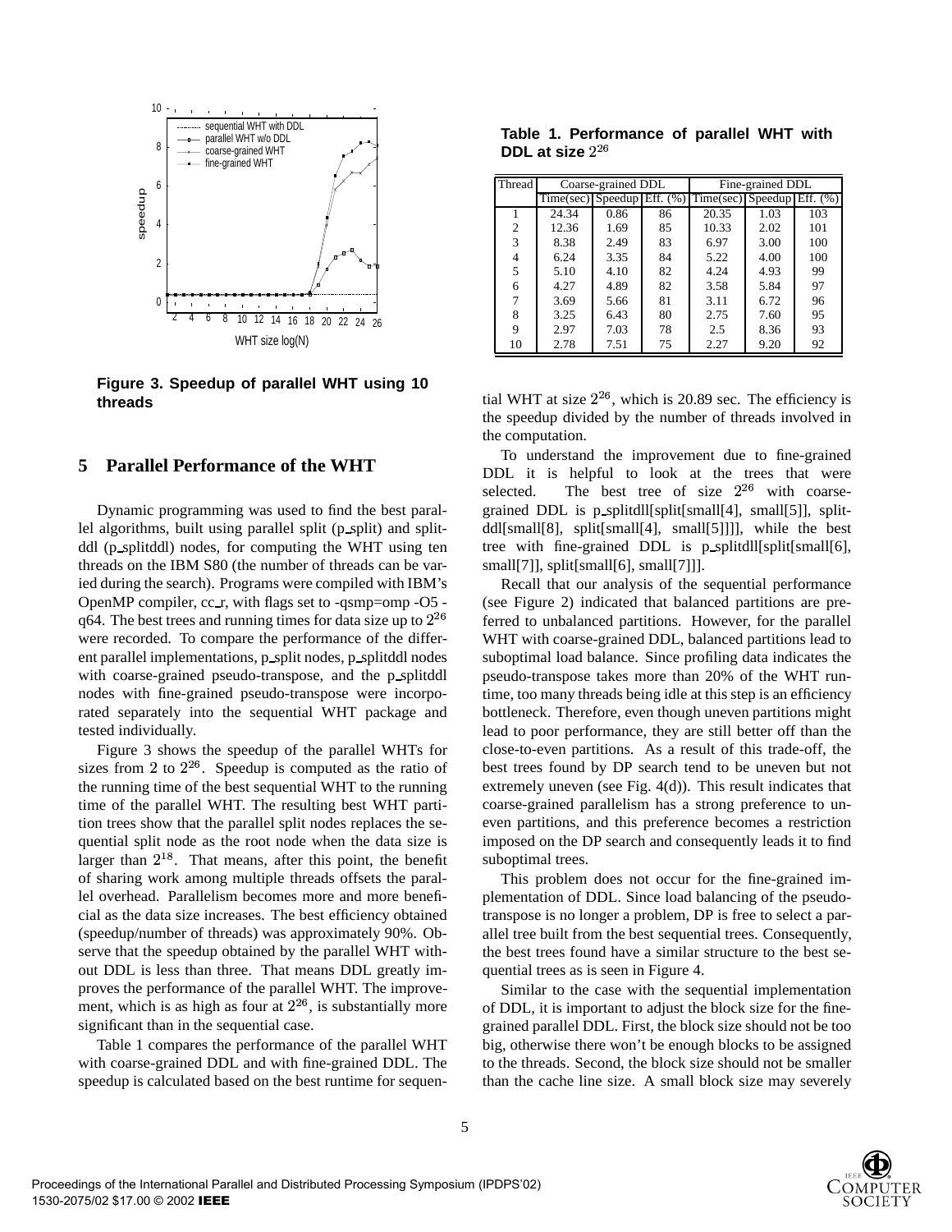Figure 3. Speedup of parallel WHT using 10 threads

## 5 Parallel Performance of the WHT

Dynamic programming was used to find the best parallel algorithms, built using parallel split (p_split) and splitddl (p_splitddl) nodes, for computing the WHT using ten threads on the IBM S80 (the number of threads can be varied during the search). Programs were compiled with IBM's OpenMP compiler, cc_r, with flags set to -qsmp=omp -O5 -q64. The best trees and running times for data size up to $2^{26}$ were recorded. To compare the performance of the different parallel implementations, p_split nodes, p_splitddl nodes with coarse-grained pseudo-transpose, and the p_splitddl nodes with fine-grained pseudo-transpose were incorporated separately into the sequential WHT package and tested individually.

Figure 3 shows the speedup of the parallel WHTs for sizes from $2$ to $2^{26}$. Speedup is computed as the ratio of the running time of the best sequential WHT to the running time of the parallel WHT. The resulting best WHT partition trees show that the parallel split nodes replaces the sequential split node as the root node when the data size is larger than $2^{18}$. That means, after this point, the benefit of sharing work among multiple threads offsets the parallel overhead. Parallelism becomes more and more beneficial as the data size increases. The best efficiency obtained (speedup/number of threads) was approximately 90%. Observe that the speedup obtained by the parallel WHT without DDL is less than three. That means DDL greatly improves the performance of the parallel WHT. The improvement, which is as high as four at $2^{26}$, is substantially more significant than in the sequential case.

Table 1 compares the performance of the parallel WHT with coarse-grained DDL and with fine-grained DDL. The speedup is calculated based on the best runtime for sequential WHT at size $2^{26}$, which is 20.89 sec. The efficiency is the speedup divided by the number of threads involved in the computation.

**Table 1. Performance of parallel WHT with DDL at size $2^{26}$**

| Thread | Coarse-grained DDL | | | Fine-grained DDL | | |
|---|---|---|---|---|---|---|
| | Time(sec) | Speedup | Eff. (%) | Time(sec) | Speedup | Eff. (%) |
| 1 | 24.34 | 0.86 | 86 | 20.35 | 1.03 | 103 |
| 2 | 12.36 | 1.69 | 85 | 10.33 | 2.02 | 101 |
| 3 | 8.38 | 2.49 | 83 | 6.97 | 3.00 | 100 |
| 4 | 6.24 | 3.35 | 84 | 5.22 | 4.00 | 100 |
| 5 | 5.10 | 4.10 | 82 | 4.24 | 4.93 | 99 |
| 6 | 4.27 | 4.89 | 82 | 3.58 | 5.84 | 97 |
| 7 | 3.69 | 5.66 | 81 | 3.11 | 6.72 | 96 |
| 8 | 3.25 | 6.43 | 80 | 2.75 | 7.60 | 95 |
| 9 | 2.97 | 7.03 | 78 | 2.5 | 8.36 | 93 |
| 10 | 2.78 | 7.51 | 75 | 2.27 | 9.20 | 92 |

To understand the improvement due to fine-grained DDL it is helpful to look at the trees that were selected. The best tree of size $2^{26}$ with coarse-grained DDL is p_splitdll[split[small[4], small[5]], splitddl[small[8], split[small[4], small[5]]]], while the best tree with fine-grained DDL is p_splitdll[split[small[6], small[7]], split[small[6], small[7]]].

Recall that our analysis of the sequential performance (see Figure 2) indicated that balanced partitions are preferred to unbalanced partitions. However, for the parallel WHT with coarse-grained DDL, balanced partitions lead to suboptimal load balance. Since profiling data indicates the pseudo-transpose takes more than 20% of the WHT runtime, too many threads being idle at this step is an efficiency bottleneck. Therefore, even though uneven partitions might lead to poor performance, they are still better off than the close-to-even partitions. As a result of this trade-off, the best trees found by DP search tend to be uneven but not extremely uneven (see Fig. 4(d)). This result indicates that coarse-grained parallelism has a strong preference to uneven partitions, and this preference becomes a restriction imposed on the DP search and consequently leads it to find suboptimal trees.

This problem does not occur for the fine-grained implementation of DDL. Since load balancing of the pseudo-transpose is no longer a problem, DP is free to select a parallel tree built from the best sequential trees. Consequently, the best trees found have a similar structure to the best sequential trees as is seen in Figure 4.

Similar to the case with the sequential implementation of DDL, it is important to adjust the block size for the fine-grained parallel DDL. First, the block size should not be too big, otherwise there won't be enough blocks to be assigned to the threads. Second, the block size should not be smaller than the cache line size. A small block size may severely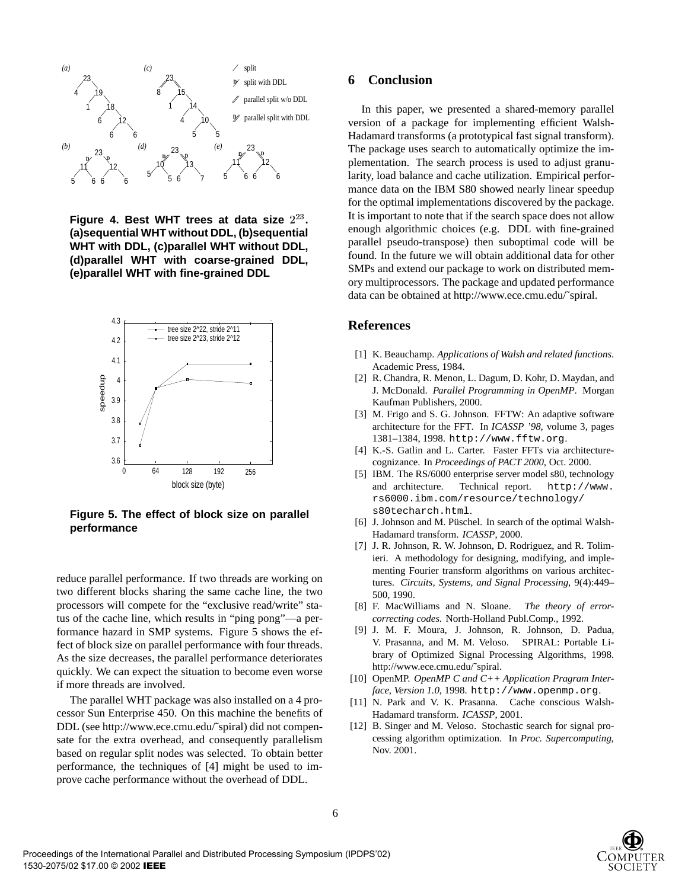(a)

23
4 19
1 18
6 12
6 6

(c)

23
8 15
1 14
4 10
5 5

split
split with DDL
parallel split w/o DDL
parallel split with DDL

(b)

23
11 12
5 6 6 6

(d)

23
10 13
5 5 6 7

(e)

23
11 12
5 6 6 6

**Figure 4. Best WHT trees at data size $2^{23}$. (a)sequential WHT without DDL, (b)sequential WHT with DDL, (c)parallel WHT without DDL, (d)parallel WHT with coarse-grained DDL, (e)parallel WHT with fine-grained DDL**

tree size 2^22, stride 2^11
tree size 2^23, stride 2^12

speedup

4.3
4.2
4.1
4
3.9
3.8
3.7
3.6

0 64 128 192 256

block size (byte)

**Figure 5. The effect of block size on parallel performance**

reduce parallel performance. If two threads are working on two different blocks sharing the same cache line, the two processors will compete for the "exclusive read/write" status of the cache line, which results in "ping pong"—a performance hazard in SMP systems. Figure 5 shows the effect of block size on parallel performance with four threads. As the size decreases, the parallel performance deteriorates quickly. We can expect the situation to become even worse if more threads are involved.

The parallel WHT package was also installed on a 4 processor Sun Enterprise 450. On this machine the benefits of DDL (see http://www.ece.cmu.edu/˜spiral) did not compensate for the extra overhead, and consequently parallelism based on regular split nodes was selected. To obtain better performance, the techniques of [4] might be used to improve cache performance without the overhead of DDL.

## 6 Conclusion

In this paper, we presented a shared-memory parallel version of a package for implementing efficient Walsh-Hadamard transforms (a prototypical fast signal transform). The package uses search to automatically optimize the implementation. The search process is used to adjust granularity, load balance and cache utilization. Empirical performance data on the IBM S80 showed nearly linear speedup for the optimal implementations discovered by the package. It is important to note that if the search space does not allow enough algorithmic choices (e.g. DDL with fine-grained parallel pseudo-transpose) then suboptimal code will be found. In the future we will obtain additional data for other SMPs and extend our package to work on distributed memory multiprocessors. The package and updated performance data can be obtained at http://www.ece.cmu.edu/˜spiral.

## References

[1] K. Beauchamp. *Applications of Walsh and related functions*. Academic Press, 1984.

[2] R. Chandra, R. Menon, L. Dagum, D. Kohr, D. Maydan, and J. McDonald. *Parallel Programming in OpenMP*. Morgan Kaufman Publishers, 2000.

[3] M. Frigo and S. G. Johnson. FFTW: An adaptive software architecture for the FFT. In *ICASSP '98*, volume 3, pages 1381–1384, 1998. http://www.fftw.org.

[4] K.-S. Gatlin and L. Carter. Faster FFTs via architecture-cognizance. In *Proceedings of PACT 2000*, Oct. 2000.

[5] IBM. The RS/6000 enterprise server model s80, technology and architecture. Technical report. http://www.rs6000.ibm.com/resource/technology/s80techarch.html.

[6] J. Johnson and M. Püschel. In search of the optimal Walsh-Hadamard transform. *ICASSP*, 2000.

[7] J. R. Johnson, R. W. Johnson, D. Rodriguez, and R. Tolimieri. A methodology for designing, modifying, and implementing Fourier transform algorithms on various architectures. *Circuits, Systems, and Signal Processing*, 9(4):449–500, 1990.

[8] F. MacWilliams and N. Sloane. *The theory of error-correcting codes.* North-Holland Publ.Comp., 1992.

[9] J. M. F. Moura, J. Johnson, R. Johnson, D. Padua, V. Prasanna, and M. M. Veloso. SPIRAL: Portable Library of Optimized Signal Processing Algorithms, 1998. http://www.ece.cmu.edu/˜spiral.

[10] OpenMP. *OpenMP C and C++ Application Pragram Interface, Version 1.0*, 1998. http://www.openmp.org.

[11] N. Park and V. K. Prasanna. Cache conscious Walsh-Hadamard transform. *ICASSP*, 2001.

[12] B. Singer and M. Veloso. Stochastic search for signal processing algorithm optimization. In *Proc. Supercomputing*, Nov. 2001.